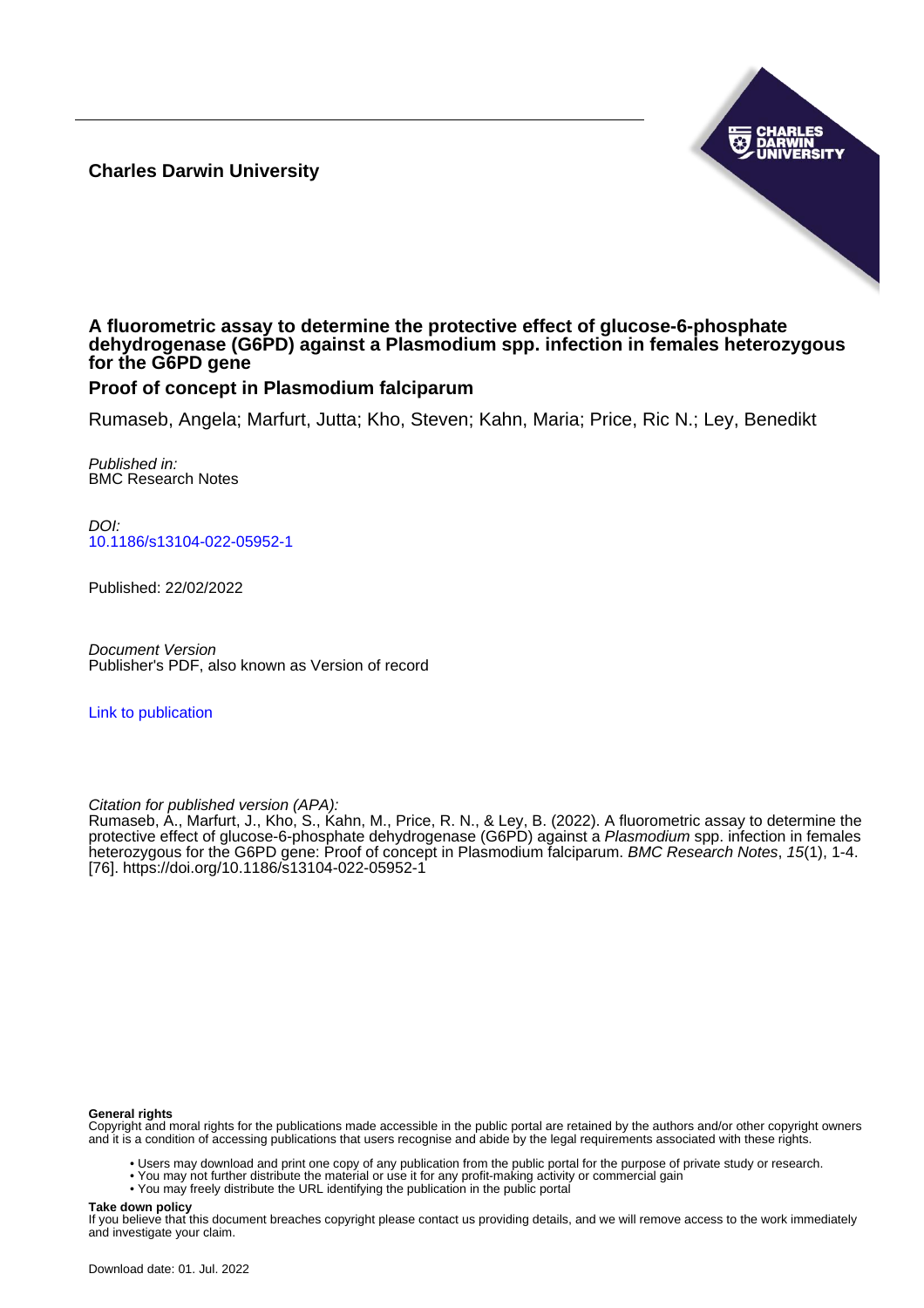**Charles Darwin University**

# A fluorometric assay to determine the protective effect of glucose-6-phosphate dehydrogenase (G6PD) against a Plasmodium spp. infection in females heterozygous for the G6PD gene

## Proof of concept in Plasmodium falciparum

Rumaseb, Angela; Marfurt, Jutta; Kho, Steven; Kahn, Maria; Price, Ric N.; Ley, Benedikt

*Published in:*
BMC Research Notes

*DOI:*
10.1186/s13104-022-05952-1

Published: 22/02/2022

*Document Version*
Publisher's PDF, also known as Version of record

Link to publication

*Citation for published version (APA):*
Rumaseb, A., Marfurt, J., Kho, S., Kahn, M., Price, R. N., & Ley, B. (2022). A fluorometric assay to determine the protective effect of glucose-6-phosphate dehydrogenase (G6PD) against a *Plasmodium* spp. infection in females heterozygous for the G6PD gene: Proof of concept in Plasmodium falciparum. *BMC Research Notes*, *15*(1), 1-4. [76]. https://doi.org/10.1186/s13104-022-05952-1

**General rights**
Copyright and moral rights for the publications made accessible in the public portal are retained by the authors and/or other copyright owners and it is a condition of accessing publications that users recognise and abide by the legal requirements associated with these rights.

- Users may download and print one copy of any publication from the public portal for the purpose of private study or research.
- You may not further distribute the material or use it for any profit-making activity or commercial gain
- You may freely distribute the URL identifying the publication in the public portal

**Take down policy**
If you believe that this document breaches copyright please contact us providing details, and we will remove access to the work immediately and investigate your claim.

Download date: 01. Jul. 2022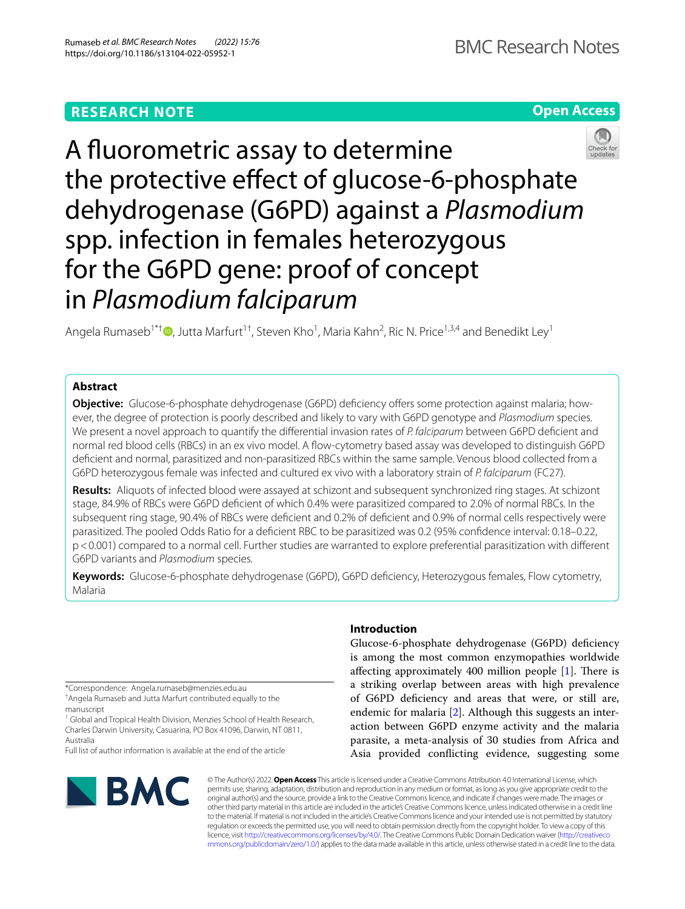# A fluorometric assay to determine the protective effect of glucose-6-phosphate dehydrogenase (G6PD) against a *Plasmodium* spp. infection in females heterozygous for the G6PD gene: proof of concept in *Plasmodium falciparum*

Angela Rumaseb[1*†], Jutta Marfurt[1†], Steven Kho[1], Maria Kahn[2], Ric N. Price[1,3,4] and Benedikt Ley[1]

## Abstract

**Objective:** Glucose-6-phosphate dehydrogenase (G6PD) deficiency offers some protection against malaria; however, the degree of protection is poorly described and likely to vary with G6PD genotype and *Plasmodium* species. We present a novel approach to quantify the differential invasion rates of *P. falciparum* between G6PD deficient and normal red blood cells (RBCs) in an ex vivo model. A flow-cytometry based assay was developed to distinguish G6PD deficient and normal, parasitized and non-parasitized RBCs within the same sample. Venous blood collected from a G6PD heterozygous female was infected and cultured ex vivo with a laboratory strain of *P. falciparum* (FC27).

**Results:** Aliquots of infected blood were assayed at schizont and subsequent synchronized ring stages. At schizont stage, 84.9% of RBCs were G6PD deficient of which 0.4% were parasitized compared to 2.0% of normal RBCs. In the subsequent ring stage, 90.4% of RBCs were deficient and 0.2% of deficient and 0.9% of normal cells respectively were parasitized. The pooled Odds Ratio for a deficient RBC to be parasitized was 0.2 (95% confidence interval: 0.18–0.22, $p<0.001$) compared to a normal cell. Further studies are warranted to explore preferential parasitization with different G6PD variants and *Plasmodium* species.

**Keywords:** Glucose-6-phosphate dehydrogenase (G6PD), G6PD deficiency, Heterozygous females, Flow cytometry, Malaria

## Introduction

Glucose-6-phosphate dehydrogenase (G6PD) deficiency is among the most common enzymopathies worldwide affecting approximately 400 million people [1]. There is a striking overlap between areas with high prevalence of G6PD deficiency and areas that were, or still are, endemic for malaria [2]. Although this suggests an interaction between G6PD enzyme activity and the malaria parasite, a meta-analysis of 30 studies from Africa and Asia provided conflicting evidence, suggesting some

*Correspondence: Angela.rumaseb@menzies.edu.au

†Angela Rumaseb and Jutta Marfurt contributed equally to the manuscript

[1] Global and Tropical Health Division, Menzies School of Health Research, Charles Darwin University, Casuarina, PO Box 41096, Darwin, NT 0811, Australia

Full list of author information is available at the end of the article

© The Author(s) 2022. **Open Access** This article is licensed under a Creative Commons Attribution 4.0 International License, which permits use, sharing, adaptation, distribution and reproduction in any medium or format, as long as you give appropriate credit to the original author(s) and the source, provide a link to the Creative Commons licence, and indicate if changes were made. The images or other third party material in this article are included in the article's Creative Commons licence, unless indicated otherwise in a credit line to the material. If material is not included in the article's Creative Commons licence and your intended use is not permitted by statutory regulation or exceeds the permitted use, you will need to obtain permission directly from the copyright holder. To view a copy of this licence, visit http://creativecommons.org/licenses/by/4.0/. The Creative Commons Public Domain Dedication waiver (http://creativecommons.org/publicdomain/zero/1.0/) applies to the data made available in this article, unless otherwise stated in a credit line to the data.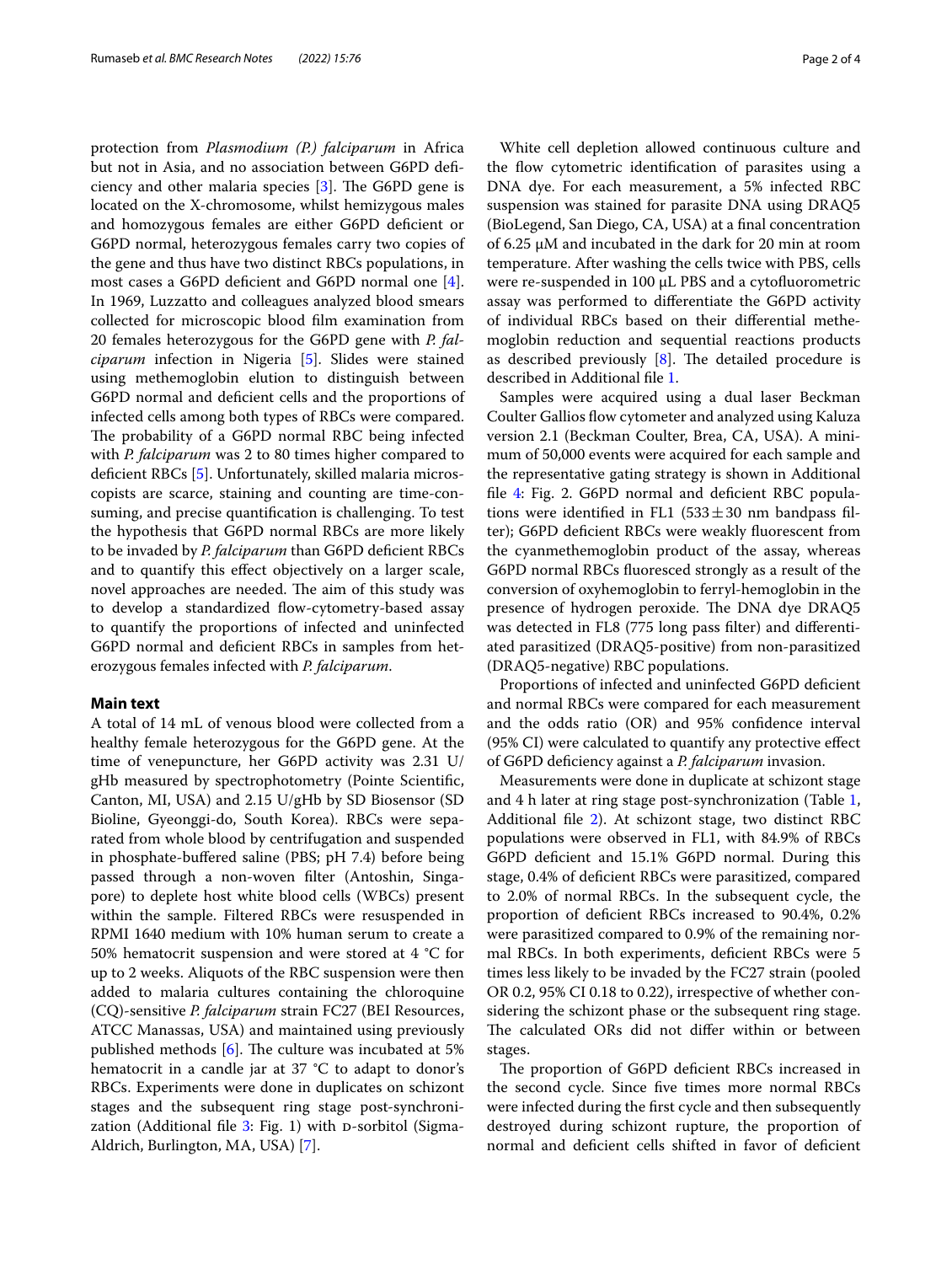protection from *Plasmodium (P.) falciparum* in Africa but not in Asia, and no association between G6PD deficiency and other malaria species [3]. The G6PD gene is located on the X-chromosome, whilst hemizygous males and homozygous females are either G6PD deficient or G6PD normal, heterozygous females carry two copies of the gene and thus have two distinct RBCs populations, in most cases a G6PD deficient and G6PD normal one [4]. In 1969, Luzzatto and colleagues analyzed blood smears collected for microscopic blood film examination from 20 females heterozygous for the G6PD gene with *P. falciparum* infection in Nigeria [5]. Slides were stained using methemoglobin elution to distinguish between G6PD normal and deficient cells and the proportions of infected cells among both types of RBCs were compared. The probability of a G6PD normal RBC being infected with *P. falciparum* was 2 to 80 times higher compared to deficient RBCs [5]. Unfortunately, skilled malaria microscopists are scarce, staining and counting are time-consuming, and precise quantification is challenging. To test the hypothesis that G6PD normal RBCs are more likely to be invaded by *P. falciparum* than G6PD deficient RBCs and to quantify this effect objectively on a larger scale, novel approaches are needed. The aim of this study was to develop a standardized flow-cytometry-based assay to quantify the proportions of infected and uninfected G6PD normal and deficient RBCs in samples from heterozygous females infected with *P. falciparum*.

## Main text

A total of 14 mL of venous blood were collected from a healthy female heterozygous for the G6PD gene. At the time of venepuncture, her G6PD activity was 2.31 U/gHb measured by spectrophotometry (Pointe Scientific, Canton, MI, USA) and 2.15 U/gHb by SD Biosensor (SD Bioline, Gyeonggi-do, South Korea). RBCs were separated from whole blood by centrifugation and suspended in phosphate-buffered saline (PBS; pH 7.4) before being passed through a non-woven filter (Antoshin, Singapore) to deplete host white blood cells (WBCs) present within the sample. Filtered RBCs were resuspended in RPMI 1640 medium with 10% human serum to create a 50% hematocrit suspension and were stored at 4 °C for up to 2 weeks. Aliquots of the RBC suspension were then added to malaria cultures containing the chloroquine (CQ)-sensitive *P. falciparum* strain FC27 (BEI Resources, ATCC Manassas, USA) and maintained using previously published methods [6]. The culture was incubated at 5% hematocrit in a candle jar at 37 °C to adapt to donor's RBCs. Experiments were done in duplicates on schizont stages and the subsequent ring stage post-synchronization (Additional file 3: Fig. 1) with D-sorbitol (Sigma-Aldrich, Burlington, MA, USA) [7].

White cell depletion allowed continuous culture and the flow cytometric identification of parasites using a DNA dye. For each measurement, a 5% infected RBC suspension was stained for parasite DNA using DRAQ5 (BioLegend, San Diego, CA, USA) at a final concentration of 6.25 μM and incubated in the dark for 20 min at room temperature. After washing the cells twice with PBS, cells were re-suspended in 100 μL PBS and a cytofluorometric assay was performed to differentiate the G6PD activity of individual RBCs based on their differential methemoglobin reduction and sequential reactions products as described previously [8]. The detailed procedure is described in Additional file 1.

Samples were acquired using a dual laser Beckman Coulter Gallios flow cytometer and analyzed using Kaluza version 2.1 (Beckman Coulter, Brea, CA, USA). A minimum of 50,000 events were acquired for each sample and the representative gating strategy is shown in Additional file 4: Fig. 2. G6PD normal and deficient RBC populations were identified in FL1 (533 ± 30 nm bandpass filter); G6PD deficient RBCs were weakly fluorescent from the cyanmethemoglobin product of the assay, whereas G6PD normal RBCs fluoresced strongly as a result of the conversion of oxyhemoglobin to ferryl-hemoglobin in the presence of hydrogen peroxide. The DNA dye DRAQ5 was detected in FL8 (775 long pass filter) and differentiated parasitized (DRAQ5-positive) from non-parasitized (DRAQ5-negative) RBC populations.

Proportions of infected and uninfected G6PD deficient and normal RBCs were compared for each measurement and the odds ratio (OR) and 95% confidence interval (95% CI) were calculated to quantify any protective effect of G6PD deficiency against a *P. falciparum* invasion.

Measurements were done in duplicate at schizont stage and 4 h later at ring stage post-synchronization (Table 1, Additional file 2). At schizont stage, two distinct RBC populations were observed in FL1, with 84.9% of RBCs G6PD deficient and 15.1% G6PD normal. During this stage, 0.4% of deficient RBCs were parasitized, compared to 2.0% of normal RBCs. In the subsequent cycle, the proportion of deficient RBCs increased to 90.4%, 0.2% were parasitized compared to 0.9% of the remaining normal RBCs. In both experiments, deficient RBCs were 5 times less likely to be invaded by the FC27 strain (pooled OR 0.2, 95% CI 0.18 to 0.22), irrespective of whether considering the schizont phase or the subsequent ring stage. The calculated ORs did not differ within or between stages.

The proportion of G6PD deficient RBCs increased in the second cycle. Since five times more normal RBCs were infected during the first cycle and then subsequently destroyed during schizont rupture, the proportion of normal and deficient cells shifted in favor of deficient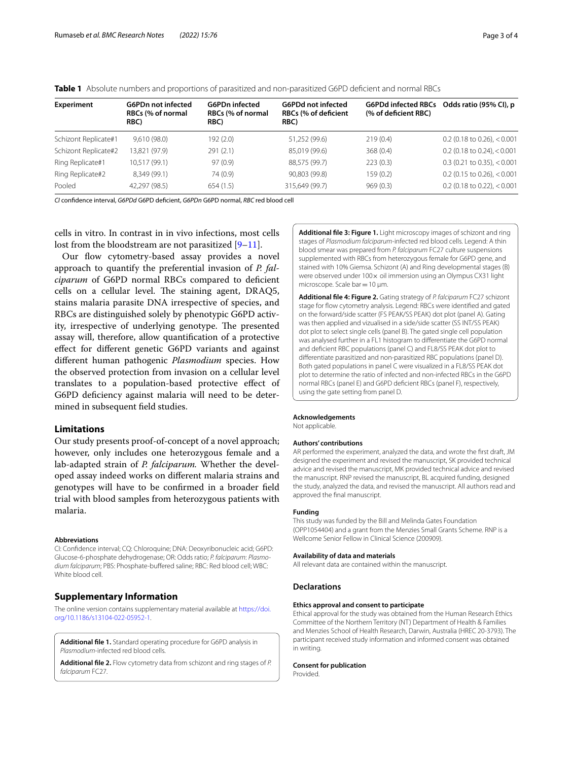**Table 1** Absolute numbers and proportions of parasitized and non-parasitized G6PD deficient and normal RBCs

| Experiment | G6PDn not infected RBCs (% of normal RBC) | G6PDn infected RBCs (% of normal RBC) | G6PDd not infected RBCs (% of deficient RBC) | G6PDd infected RBCs (% of deficient RBC) | Odds ratio (95% CI), p |
|---|---|---|---|---|---|
| Schizont Replicate#1 | 9,610 (98.0) | 192 (2.0) | 51,252 (99.6) | 219 (0.4) | 0.2 (0.18 to 0.26), < 0.001 |
| Schizont Replicate#2 | 13,821 (97.9) | 291 (2.1) | 85,019 (99.6) | 368 (0.4) | 0.2 (0.18 to 0.24), < 0.001 |
| Ring Replicate#1 | 10,517 (99.1) | 97 (0.9) | 88,575 (99.7) | 223 (0.3) | 0.3 (0.21 to 0.35), < 0.001 |
| Ring Replicate#2 | 8,349 (99.1) | 74 (0.9) | 90,803 (99.8) | 159 (0.2) | 0.2 (0.15 to 0.26), < 0.001 |
| Pooled | 42,297 (98.5) | 654 (1.5) | 315,649 (99.7) | 969 (0.3) | 0.2 (0.18 to 0.22), < 0.001 |

*CI* confidence interval, *G6PDd* G6PD deficient, *G6PDn* G6PD normal, *RBC* red blood cell

cells in vitro. In contrast in in vivo infections, most cells lost from the bloodstream are not parasitized [9–11].

Our flow cytometry-based assay provides a novel approach to quantify the preferential invasion of *P. falciparum* of G6PD normal RBCs compared to deficient cells on a cellular level. The staining agent, DRAQ5, stains malaria parasite DNA irrespective of species, and RBCs are distinguished solely by phenotypic G6PD activity, irrespective of underlying genotype. The presented assay will, therefore, allow quantification of a protective effect for different genetic G6PD variants and against different human pathogenic *Plasmodium* species. How the observed protection from invasion on a cellular level translates to a population-based protective effect of G6PD deficiency against malaria will need to be determined in subsequent field studies.

## Limitations

Our study presents proof-of-concept of a novel approach; however, only includes one heterozygous female and a lab-adapted strain of *P. falciparum*. Whether the developed assay indeed works on different malaria strains and genotypes will have to be confirmed in a broader field trial with blood samples from heterozygous patients with malaria.

#### Abbreviations

CI: Confidence interval; CQ: Chloroquine; DNA: Deoxyribonucleic acid; G6PD: Glucose-6-phosphate dehydrogenase; OR: Odds ratio; *P. falciparum*: *Plasmodium falciparum*; PBS: Phosphate-buffered saline; RBC: Red blood cell; WBC: White blood cell.

## Supplementary Information

The online version contains supplementary material available at https://doi.org/10.1186/s13104-022-05952-1.

**Additional file 1.** Standard operating procedure for G6PD analysis in *Plasmodium*-infected red blood cells.

**Additional file 2.** Flow cytometry data from schizont and ring stages of *P. falciparum* FC27.

**Additional file 3: Figure 1.** Light microscopy images of schizont and ring stages of *Plasmodium falciparum*-infected red blood cells. Legend: A thin blood smear was prepared from *P. falciparum* FC27 culture suspensions supplemented with RBCs from heterozygous female for G6PD gene, and stained with 10% Giemsa. Schizont (A) and Ring developmental stages (B) were observed under 100× oil immersion using an Olympus CX31 light microscope. Scale bar = 10 µm.

**Additional file 4: Figure 2.** Gating strategy of *P. falciparum* FC27 schizont stage for flow cytometry analysis. Legend: RBCs were identified and gated on the forward/side scatter (FS PEAK/SS PEAK) dot plot (panel A). Gating was then applied and vizualised in a side/side scatter (SS INT/SS PEAK) dot plot to select single cells (panel B). The gated single cell population was analysed further in a FL1 histogram to differentiate the G6PD normal and deficient RBC populations (panel C) and FL8/SS PEAK dot plot to differentiate parasitized and non-parasitized RBC populations (panel D). Both gated populations in panel C were visualized in a FL8/SS PEAK dot plot to determine the ratio of infected and non-infected RBCs in the G6PD normal RBCs (panel E) and G6PD deficient RBCs (panel F), respectively, using the gate setting from panel D.

#### Acknowledgements

Not applicable.

#### Authors' contributions

AR performed the experiment, analyzed the data, and wrote the first draft, JM designed the experiment and revised the manuscript, SK provided technical advice and revised the manuscript, MK provided technical advice and revised the manuscript. RNP revised the manuscript, BL acquired funding, designed the study, analyzed the data, and revised the manuscript. All authors read and approved the final manuscript.

#### Funding

This study was funded by the Bill and Melinda Gates Foundation (OPP1054404) and a grant from the Menzies Small Grants Scheme. RNP is a Wellcome Senior Fellow in Clinical Science (200909).

#### Availability of data and materials

All relevant data are contained within the manuscript.

## Declarations

#### Ethics approval and consent to participate

Ethical approval for the study was obtained from the Human Research Ethics Committee of the Northern Territory (NT) Department of Health & Families and Menzies School of Health Research, Darwin, Australia (HREC 20-3793). The participant received study information and informed consent was obtained in writing.

#### Consent for publication

Provided.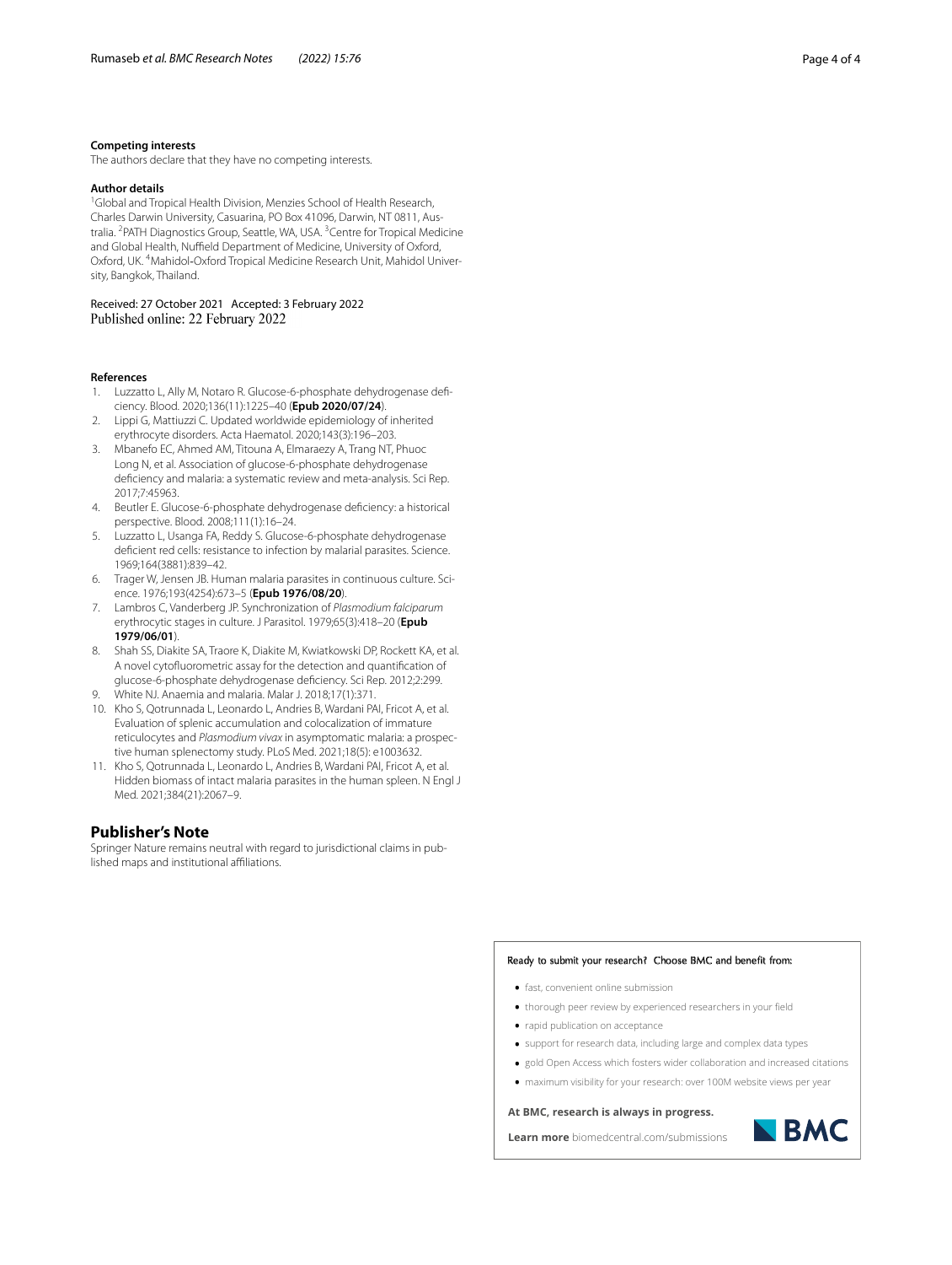**Competing interests**

The authors declare that they have no competing interests.

**Author details**

[1]Global and Tropical Health Division, Menzies School of Health Research, Charles Darwin University, Casuarina, PO Box 41096, Darwin, NT 0811, Australia. [2]PATH Diagnostics Group, Seattle, WA, USA. [3]Centre for Tropical Medicine and Global Health, Nuffield Department of Medicine, University of Oxford, Oxford, UK. [4]Mahidol-Oxford Tropical Medicine Research Unit, Mahidol University, Bangkok, Thailand.

Received: 27 October 2021 Accepted: 3 February 2022
Published online: 22 February 2022

**References**

1. Luzzatto L, Ally M, Notaro R. Glucose-6-phosphate dehydrogenase deficiency. Blood. 2020;136(11):1225–40 (**Epub 2020/07/24**).
2. Lippi G, Mattiuzzi C. Updated worldwide epidemiology of inherited erythrocyte disorders. Acta Haematol. 2020;143(3):196–203.
3. Mbanefo EC, Ahmed AM, Titouna A, Elmaraezy A, Trang NT, Phuoc Long N, et al. Association of glucose-6-phosphate dehydrogenase deficiency and malaria: a systematic review and meta-analysis. Sci Rep. 2017;7:45963.
4. Beutler E. Glucose-6-phosphate dehydrogenase deficiency: a historical perspective. Blood. 2008;111(1):16–24.
5. Luzzatto L, Usanga FA, Reddy S. Glucose-6-phosphate dehydrogenase deficient red cells: resistance to infection by malarial parasites. Science. 1969;164(3881):839–42.
6. Trager W, Jensen JB. Human malaria parasites in continuous culture. Science. 1976;193(4254):673–5 (**Epub 1976/08/20**).
7. Lambros C, Vanderberg JP. Synchronization of *Plasmodium falciparum* erythrocytic stages in culture. J Parasitol. 1979;65(3):418–20 (**Epub 1979/06/01**).
8. Shah SS, Diakite SA, Traore K, Diakite M, Kwiatkowski DP, Rockett KA, et al. A novel cytofluorometric assay for the detection and quantification of glucose-6-phosphate dehydrogenase deficiency. Sci Rep. 2012;2:299.
9. White NJ. Anaemia and malaria. Malar J. 2018;17(1):371.
10. Kho S, Qotrunnada L, Leonardo L, Andries B, Wardani PAI, Fricot A, et al. Evaluation of splenic accumulation and colocalization of immature reticulocytes and *Plasmodium vivax* in asymptomatic malaria: a prospective human splenectomy study. PLoS Med. 2021;18(5): e1003632.
11. Kho S, Qotrunnada L, Leonardo L, Andries B, Wardani PAI, Fricot A, et al. Hidden biomass of intact malaria parasites in the human spleen. N Engl J Med. 2021;384(21):2067–9.

## Publisher's Note

Springer Nature remains neutral with regard to jurisdictional claims in published maps and institutional affiliations.

Ready to submit your research? Choose BMC and benefit from:

- fast, convenient online submission
- thorough peer review by experienced researchers in your field
- rapid publication on acceptance
- support for research data, including large and complex data types
- gold Open Access which fosters wider collaboration and increased citations
- maximum visibility for your research: over 100M website views per year

**At BMC, research is always in progress.**

**Learn more** biomedcentral.com/submissions

BMC